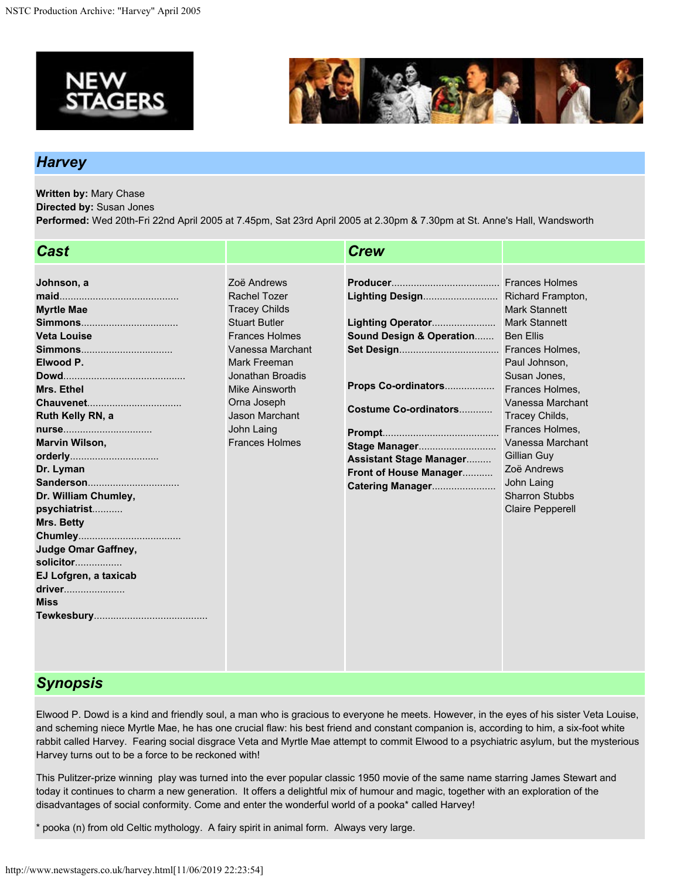## Harvey

**Written by:** Mary Chase
**Directed by:** Susan Jones
**Performed:** Wed 20th-Fri 22nd April 2005 at 7.45pm, Sat 23rd April 2005 at 2.30pm & 7.30pm at St. Anne's Hall, Wandsworth

### Cast

| | |
|---|---|
| **Johnson, a maid** | Zoë Andrews |
| **Myrtle Mae Simmons** | Rachel Tozer |
| **Veta Louise Simmons** | Tracey Childs |
| **Elwood P. Dowd** | Stuart Butler |
| **Mrs. Ethel Chauvenet** | Frances Holmes |
| **Ruth Kelly RN, a nurse** | Vanessa Marchant |
| **Marvin Wilson, orderly** | Mark Freeman |
| **Dr. Lyman Sanderson** | Jonathan Broadis |
| **Dr. William Chumley, psychiatrist** | Mike Ainsworth |
| **Mrs. Betty Chumley** | Orna Joseph |
| **Judge Omar Gaffney, solicitor** | Jason Marchant |
| **EJ Lofgren, a taxicab driver** | John Laing |
| **Miss Tewkesbury** | Frances Holmes |

### Crew

| | |
|---|---|
| **Producer** | Frances Holmes |
| **Lighting Design** | Richard Frampton, Mark Stannett |
| **Lighting Operator** | Mark Stannett |
| **Sound Design & Operation** | Ben Ellis |
| **Set Design** | Frances Holmes, Paul Johnson, Susan Jones, |
| **Props Co-ordinators** | Frances Holmes, Vanessa Marchant |
| **Costume Co-ordinators** | Tracey Childs, Frances Holmes, |
| **Prompt** | Vanessa Marchant |
| **Stage Manager** | Gillian Guy |
| **Assistant Stage Manager** | Zoë Andrews |
| **Front of House Manager** | John Laing |
| **Catering Manager** | Sharron Stubbs |
| | Claire Pepperell |

### Synopsis

Elwood P. Dowd is a kind and friendly soul, a man who is gracious to everyone he meets. However, in the eyes of his sister Veta Louise, and scheming niece Myrtle Mae, he has one crucial flaw: his best friend and constant companion is, according to him, a six-foot white rabbit called Harvey. Fearing social disgrace Veta and Myrtle Mae attempt to commit Elwood to a psychiatric asylum, but the mysterious Harvey turns out to be a force to be reckoned with!

This Pulitzer-prize winning play was turned into the ever popular classic 1950 movie of the same name starring James Stewart and today it continues to charm a new generation. It offers a delightful mix of humour and magic, together with an exploration of the disadvantages of social conformity. Come and enter the wonderful world of a pooka* called Harvey!

\* pooka (n) from old Celtic mythology. A fairy spirit in animal form. Always very large.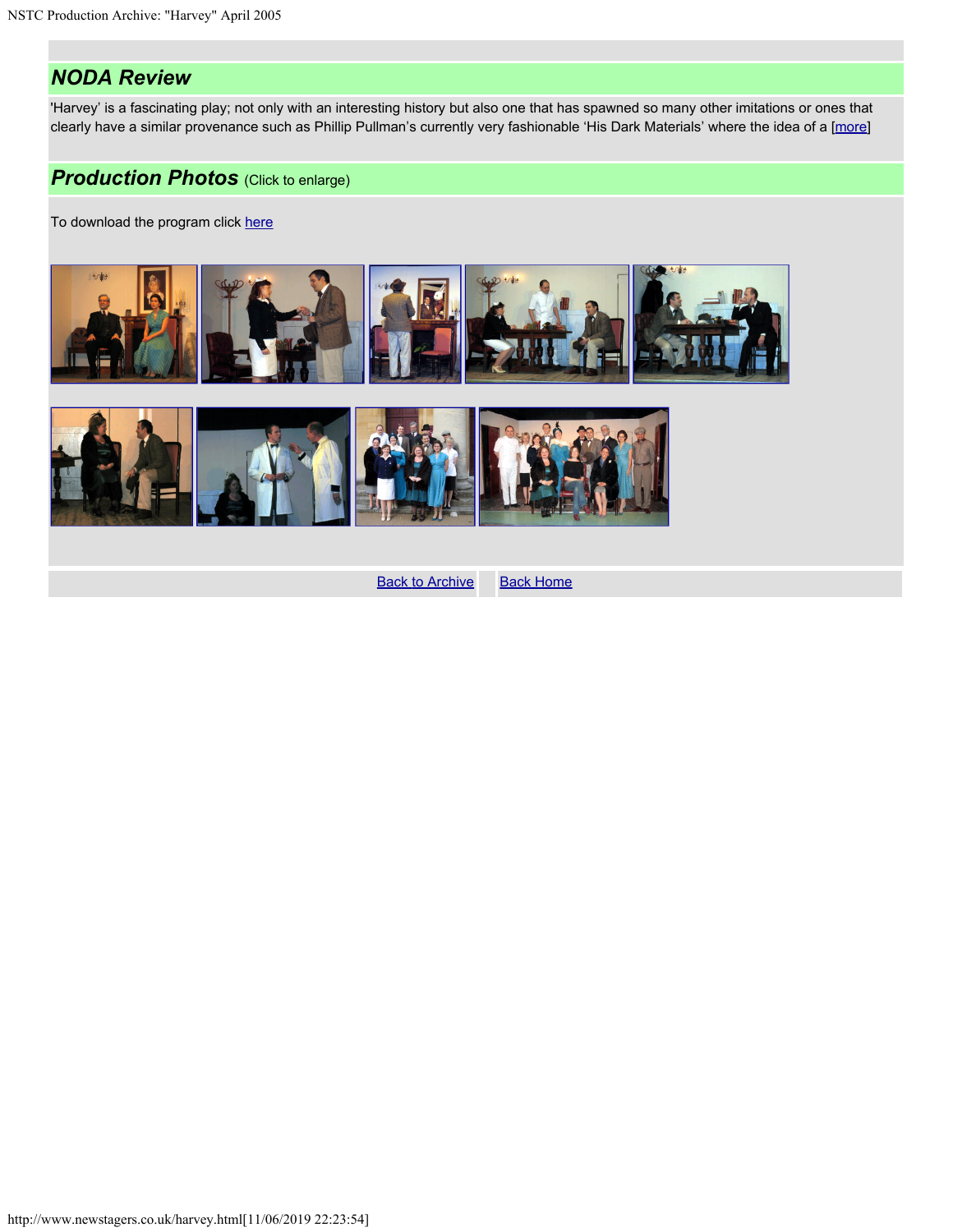## *NODA Review*

'Harvey' is a fascinating play; not only with an interesting history but also one that has spawned so many other imitations or ones that clearly have a similar provenance such as Phillip Pullman's currently very fashionable 'His Dark Materials' where the idea of a [more]

## *Production Photos* (Click to enlarge)

To download the program click here

Back to Archive | Back Home